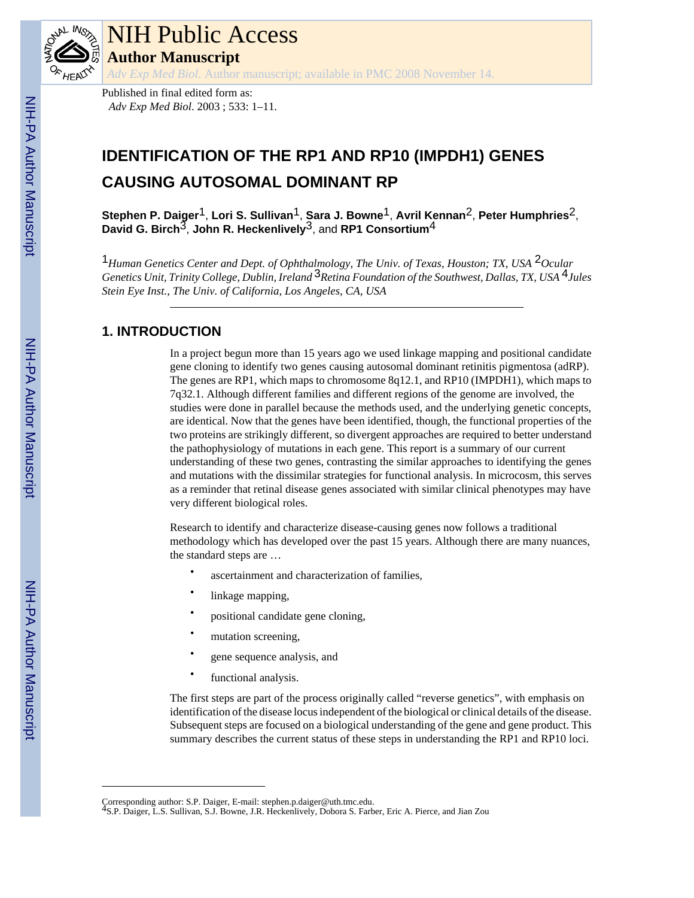# IDENTIFICATION OF THE RP1 AND RP10 (IMPDH1) GENES CAUSING AUTOSOMAL DOMINANT RP

**Stephen P. Daiger**[1], **Lori S. Sullivan**[1], **Sara J. Bowne**[1], **Avril Kennan**[2], **Peter Humphries**[2], **David G. Birch**[3], **John R. Heckenlively**[3], and **RP1 Consortium**[4]

[1]*Human Genetics Center and Dept. of Ophthalmology, The Univ. of Texas, Houston; TX, USA* [2]*Ocular Genetics Unit, Trinity College, Dublin, Ireland* [3]*Retina Foundation of the Southwest, Dallas, TX, USA* [4]*Jules Stein Eye Inst., The Univ. of California, Los Angeles, CA, USA*

## 1. INTRODUCTION

In a project begun more than 15 years ago we used linkage mapping and positional candidate gene cloning to identify two genes causing autosomal dominant retinitis pigmentosa (adRP). The genes are RP1, which maps to chromosome 8q12.1, and RP10 (IMPDH1), which maps to 7q32.1. Although different families and different regions of the genome are involved, the studies were done in parallel because the methods used, and the underlying genetic concepts, are identical. Now that the genes have been identified, though, the functional properties of the two proteins are strikingly different, so divergent approaches are required to better understand the pathophysiology of mutations in each gene. This report is a summary of our current understanding of these two genes, contrasting the similar approaches to identifying the genes and mutations with the dissimilar strategies for functional analysis. In microcosm, this serves as a reminder that retinal disease genes associated with similar clinical phenotypes may have very different biological roles.

Research to identify and characterize disease-causing genes now follows a traditional methodology which has developed over the past 15 years. Although there are many nuances, the standard steps are …

- ascertainment and characterization of families,
- linkage mapping,
- positional candidate gene cloning,
- mutation screening,
- gene sequence analysis, and
- functional analysis.

The first steps are part of the process originally called "reverse genetics", with emphasis on identification of the disease locus independent of the biological or clinical details of the disease. Subsequent steps are focused on a biological understanding of the gene and gene product. This summary describes the current status of these steps in understanding the RP1 and RP10 loci.

---

Corresponding author: S.P. Daiger, E-mail: stephen.p.daiger@uth.tmc.edu.

[4]S.P. Daiger, L.S. Sullivan, S.J. Bowne, J.R. Heckenlively, Dobora S. Farber, Eric A. Pierce, and Jian Zou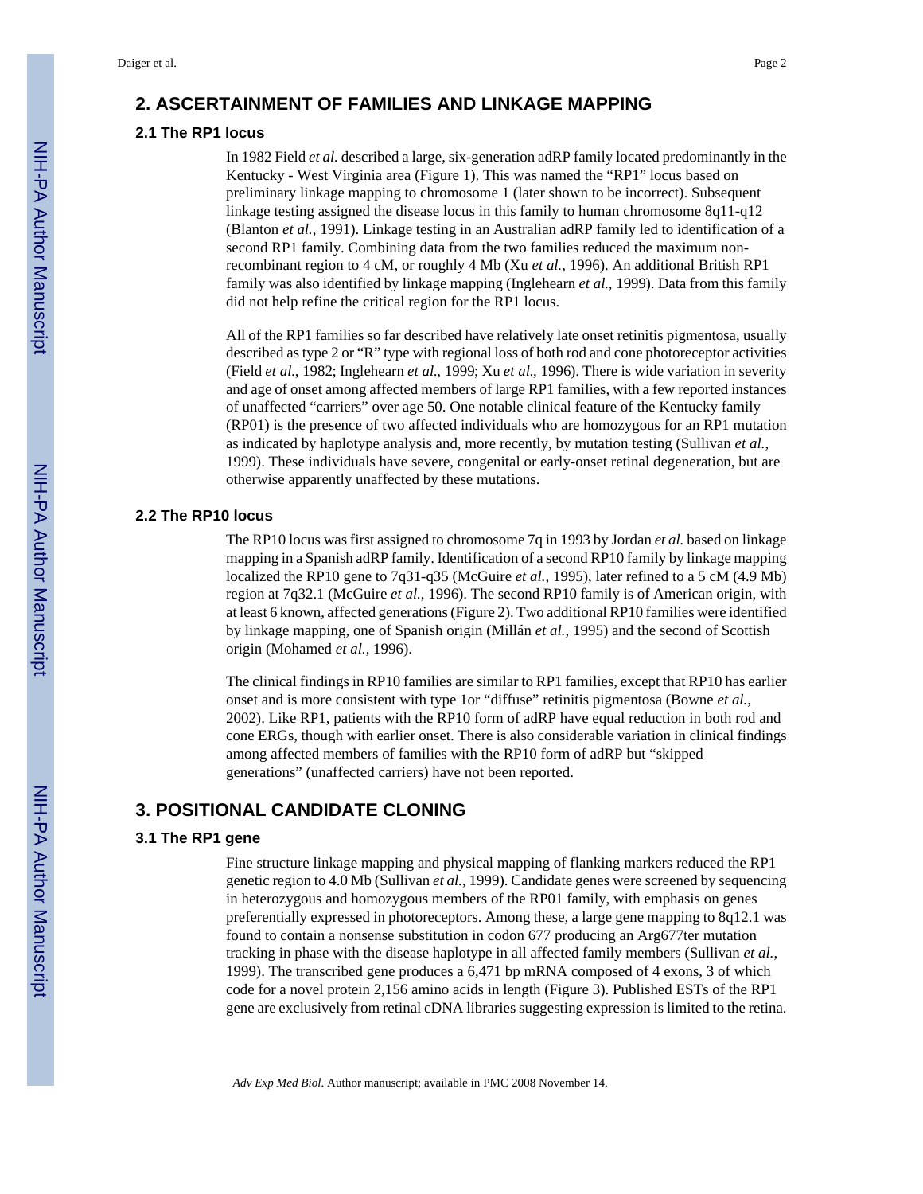## 2. ASCERTAINMENT OF FAMILIES AND LINKAGE MAPPING

### 2.1 The RP1 locus

In 1982 Field *et al.* described a large, six-generation adRP family located predominantly in the Kentucky - West Virginia area (Figure 1). This was named the "RP1" locus based on preliminary linkage mapping to chromosome 1 (later shown to be incorrect). Subsequent linkage testing assigned the disease locus in this family to human chromosome 8q11-q12 (Blanton *et al.*, 1991). Linkage testing in an Australian adRP family led to identification of a second RP1 family. Combining data from the two families reduced the maximum non-recombinant region to 4 cM, or roughly 4 Mb (Xu *et al.*, 1996). An additional British RP1 family was also identified by linkage mapping (Inglehearn *et al.*, 1999). Data from this family did not help refine the critical region for the RP1 locus.

All of the RP1 families so far described have relatively late onset retinitis pigmentosa, usually described as type 2 or "R" type with regional loss of both rod and cone photoreceptor activities (Field *et al.*, 1982; Inglehearn *et al.*, 1999; Xu *et al.*, 1996). There is wide variation in severity and age of onset among affected members of large RP1 families, with a few reported instances of unaffected "carriers" over age 50. One notable clinical feature of the Kentucky family (RP01) is the presence of two affected individuals who are homozygous for an RP1 mutation as indicated by haplotype analysis and, more recently, by mutation testing (Sullivan *et al.*, 1999). These individuals have severe, congenital or early-onset retinal degeneration, but are otherwise apparently unaffected by these mutations.

### 2.2 The RP10 locus

The RP10 locus was first assigned to chromosome 7q in 1993 by Jordan *et al.* based on linkage mapping in a Spanish adRP family. Identification of a second RP10 family by linkage mapping localized the RP10 gene to 7q31-q35 (McGuire *et al.*, 1995), later refined to a 5 cM (4.9 Mb) region at 7q32.1 (McGuire *et al.*, 1996). The second RP10 family is of American origin, with at least 6 known, affected generations (Figure 2). Two additional RP10 families were identified by linkage mapping, one of Spanish origin (Millán *et al.*, 1995) and the second of Scottish origin (Mohamed *et al.*, 1996).

The clinical findings in RP10 families are similar to RP1 families, except that RP10 has earlier onset and is more consistent with type 1or "diffuse" retinitis pigmentosa (Bowne *et al.*, 2002). Like RP1, patients with the RP10 form of adRP have equal reduction in both rod and cone ERGs, though with earlier onset. There is also considerable variation in clinical findings among affected members of families with the RP10 form of adRP but "skipped generations" (unaffected carriers) have not been reported.

## 3. POSITIONAL CANDIDATE CLONING

### 3.1 The RP1 gene

Fine structure linkage mapping and physical mapping of flanking markers reduced the RP1 genetic region to 4.0 Mb (Sullivan *et al.*, 1999). Candidate genes were screened by sequencing in heterozygous and homozygous members of the RP01 family, with emphasis on genes preferentially expressed in photoreceptors. Among these, a large gene mapping to 8q12.1 was found to contain a nonsense substitution in codon 677 producing an Arg677ter mutation tracking in phase with the disease haplotype in all affected family members (Sullivan *et al.*, 1999). The transcribed gene produces a 6,471 bp mRNA composed of 4 exons, 3 of which code for a novel protein 2,156 amino acids in length (Figure 3). Published ESTs of the RP1 gene are exclusively from retinal cDNA libraries suggesting expression is limited to the retina.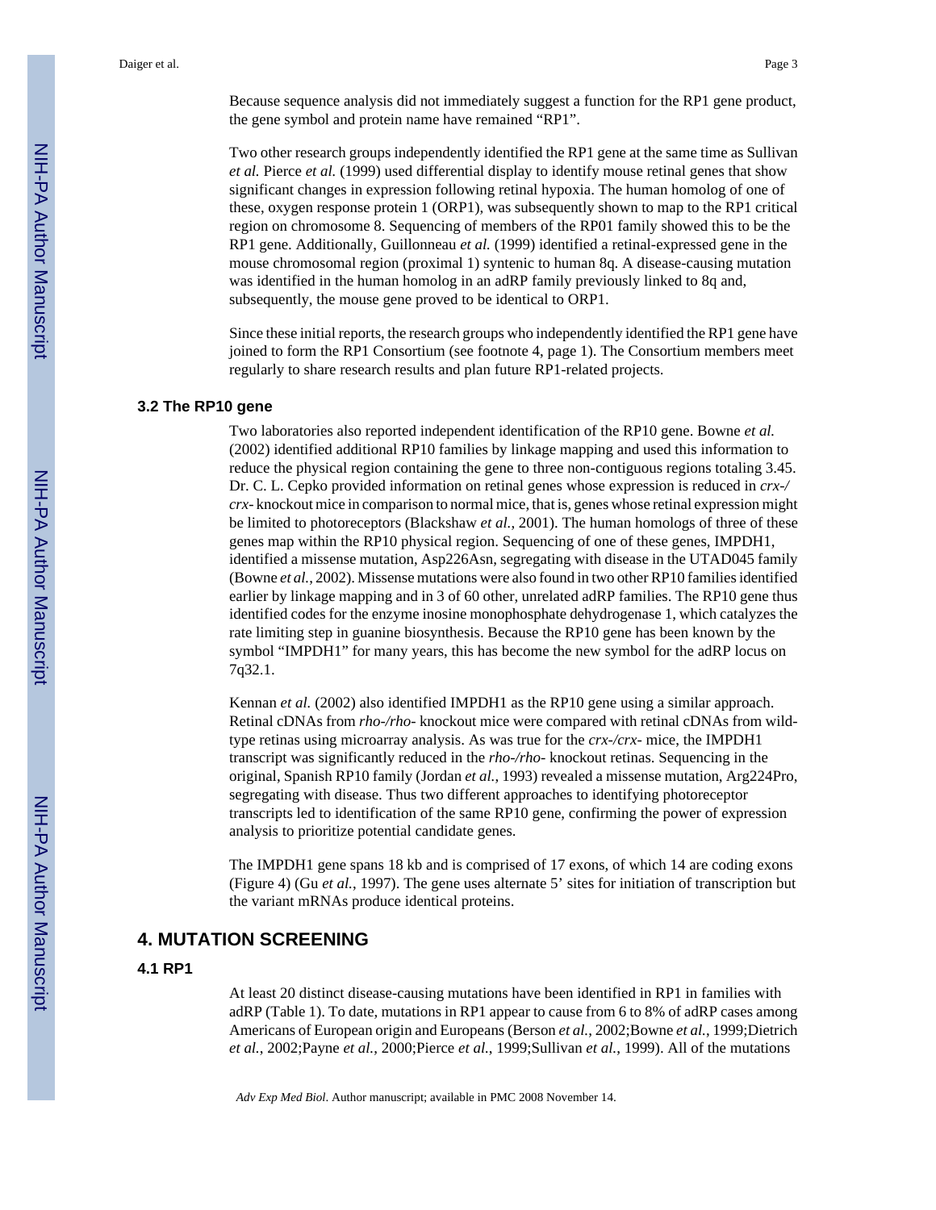Because sequence analysis did not immediately suggest a function for the RP1 gene product, the gene symbol and protein name have remained "RP1".

Two other research groups independently identified the RP1 gene at the same time as Sullivan *et al.* Pierce *et al.* (1999) used differential display to identify mouse retinal genes that show significant changes in expression following retinal hypoxia. The human homolog of one of these, oxygen response protein 1 (ORP1), was subsequently shown to map to the RP1 critical region on chromosome 8. Sequencing of members of the RP01 family showed this to be the RP1 gene. Additionally, Guillonneau *et al.* (1999) identified a retinal-expressed gene in the mouse chromosomal region (proximal 1) syntenic to human 8q. A disease-causing mutation was identified in the human homolog in an adRP family previously linked to 8q and, subsequently, the mouse gene proved to be identical to ORP1.

Since these initial reports, the research groups who independently identified the RP1 gene have joined to form the RP1 Consortium (see footnote 4, page 1). The Consortium members meet regularly to share research results and plan future RP1-related projects.

### 3.2 The RP10 gene

Two laboratories also reported independent identification of the RP10 gene. Bowne *et al.* (2002) identified additional RP10 families by linkage mapping and used this information to reduce the physical region containing the gene to three non-contiguous regions totaling 3.45. Dr. C. L. Cepko provided information on retinal genes whose expression is reduced in *crx-/crx-* knockout mice in comparison to normal mice, that is, genes whose retinal expression might be limited to photoreceptors (Blackshaw *et al.*, 2001). The human homologs of three of these genes map within the RP10 physical region. Sequencing of one of these genes, IMPDH1, identified a missense mutation, Asp226Asn, segregating with disease in the UTAD045 family (Bowne *et al.*, 2002). Missense mutations were also found in two other RP10 families identified earlier by linkage mapping and in 3 of 60 other, unrelated adRP families. The RP10 gene thus identified codes for the enzyme inosine monophosphate dehydrogenase 1, which catalyzes the rate limiting step in guanine biosynthesis. Because the RP10 gene has been known by the symbol "IMPDH1" for many years, this has become the new symbol for the adRP locus on 7q32.1.

Kennan *et al.* (2002) also identified IMPDH1 as the RP10 gene using a similar approach. Retinal cDNAs from *rho-/rho-* knockout mice were compared with retinal cDNAs from wild-type retinas using microarray analysis. As was true for the *crx-/crx-* mice, the IMPDH1 transcript was significantly reduced in the *rho-/rho-* knockout retinas. Sequencing in the original, Spanish RP10 family (Jordan *et al.*, 1993) revealed a missense mutation, Arg224Pro, segregating with disease. Thus two different approaches to identifying photoreceptor transcripts led to identification of the same RP10 gene, confirming the power of expression analysis to prioritize potential candidate genes.

The IMPDH1 gene spans 18 kb and is comprised of 17 exons, of which 14 are coding exons (Figure 4) (Gu *et al.*, 1997). The gene uses alternate 5' sites for initiation of transcription but the variant mRNAs produce identical proteins.

## 4. MUTATION SCREENING

### 4.1 RP1

At least 20 distinct disease-causing mutations have been identified in RP1 in families with adRP (Table 1). To date, mutations in RP1 appear to cause from 6 to 8% of adRP cases among Americans of European origin and Europeans (Berson *et al.*, 2002;Bowne *et al.*, 1999;Dietrich *et al.*, 2002;Payne *et al.*, 2000;Pierce *et al.*, 1999;Sullivan *et al.*, 1999). All of the mutations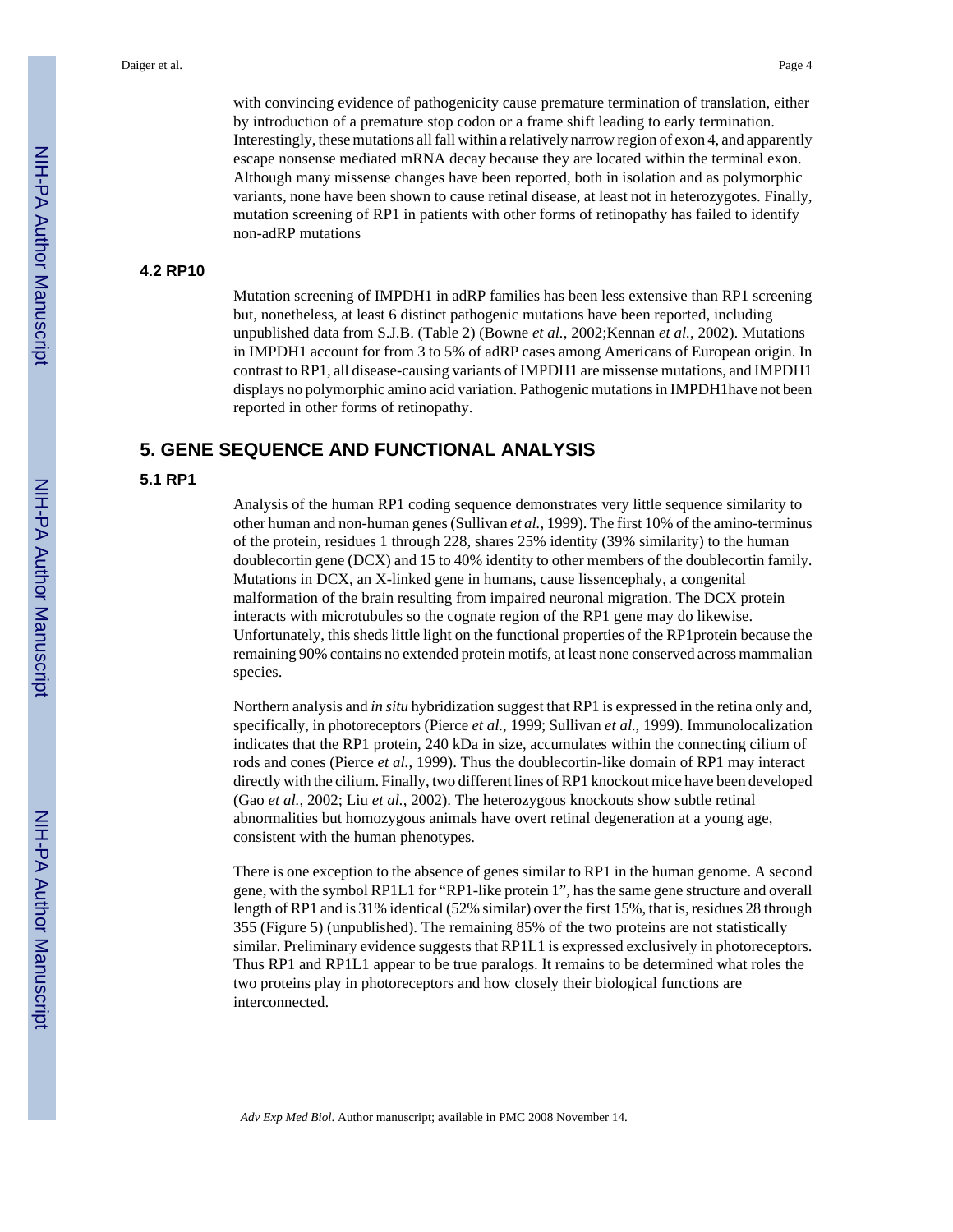with convincing evidence of pathogenicity cause premature termination of translation, either by introduction of a premature stop codon or a frame shift leading to early termination. Interestingly, these mutations all fall within a relatively narrow region of exon 4, and apparently escape nonsense mediated mRNA decay because they are located within the terminal exon. Although many missense changes have been reported, both in isolation and as polymorphic variants, none have been shown to cause retinal disease, at least not in heterozygotes. Finally, mutation screening of RP1 in patients with other forms of retinopathy has failed to identify non-adRP mutations

### 4.2 RP10

Mutation screening of IMPDH1 in adRP families has been less extensive than RP1 screening but, nonetheless, at least 6 distinct pathogenic mutations have been reported, including unpublished data from S.J.B. (Table 2) (Bowne *et al.*, 2002;Kennan *et al.*, 2002). Mutations in IMPDH1 account for from 3 to 5% of adRP cases among Americans of European origin. In contrast to RP1, all disease-causing variants of IMPDH1 are missense mutations, and IMPDH1 displays no polymorphic amino acid variation. Pathogenic mutations in IMPDH1have not been reported in other forms of retinopathy.

## 5. GENE SEQUENCE AND FUNCTIONAL ANALYSIS

### 5.1 RP1

Analysis of the human RP1 coding sequence demonstrates very little sequence similarity to other human and non-human genes (Sullivan *et al.*, 1999). The first 10% of the amino-terminus of the protein, residues 1 through 228, shares 25% identity (39% similarity) to the human doublecortin gene (DCX) and 15 to 40% identity to other members of the doublecortin family. Mutations in DCX, an X-linked gene in humans, cause lissencephaly, a congenital malformation of the brain resulting from impaired neuronal migration. The DCX protein interacts with microtubules so the cognate region of the RP1 gene may do likewise. Unfortunately, this sheds little light on the functional properties of the RP1protein because the remaining 90% contains no extended protein motifs, at least none conserved across mammalian species.

Northern analysis and *in situ* hybridization suggest that RP1 is expressed in the retina only and, specifically, in photoreceptors (Pierce *et al.*, 1999; Sullivan *et al.*, 1999). Immunolocalization indicates that the RP1 protein, 240 kDa in size, accumulates within the connecting cilium of rods and cones (Pierce *et al.*, 1999). Thus the doublecortin-like domain of RP1 may interact directly with the cilium. Finally, two different lines of RP1 knockout mice have been developed (Gao *et al.*, 2002; Liu *et al.*, 2002). The heterozygous knockouts show subtle retinal abnormalities but homozygous animals have overt retinal degeneration at a young age, consistent with the human phenotypes.

There is one exception to the absence of genes similar to RP1 in the human genome. A second gene, with the symbol RP1L1 for "RP1-like protein 1", has the same gene structure and overall length of RP1 and is 31% identical (52% similar) over the first 15%, that is, residues 28 through 355 (Figure 5) (unpublished). The remaining 85% of the two proteins are not statistically similar. Preliminary evidence suggests that RP1L1 is expressed exclusively in photoreceptors. Thus RP1 and RP1L1 appear to be true paralogs. It remains to be determined what roles the two proteins play in photoreceptors and how closely their biological functions are interconnected.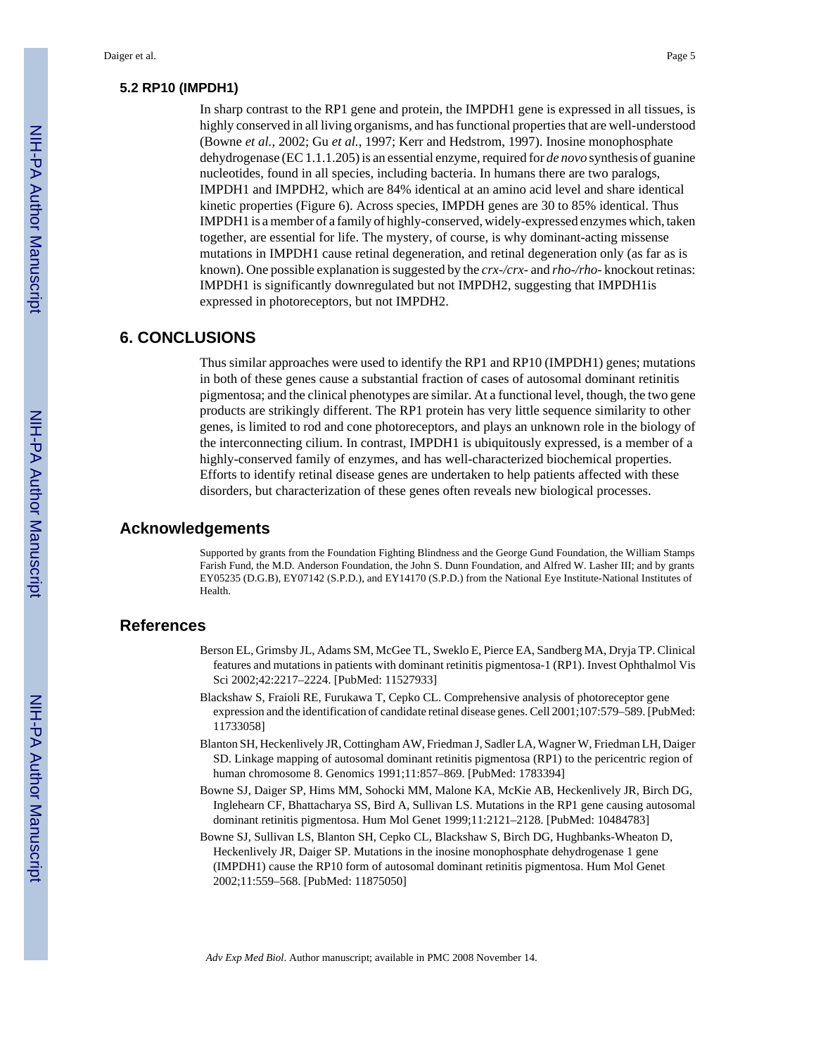### 5.2 RP10 (IMPDH1)

In sharp contrast to the RP1 gene and protein, the IMPDH1 gene is expressed in all tissues, is highly conserved in all living organisms, and has functional properties that are well-understood (Bowne *et al.*, 2002; Gu *et al.*, 1997; Kerr and Hedstrom, 1997). Inosine monophosphate dehydrogenase (EC 1.1.1.205) is an essential enzyme, required for *de novo* synthesis of guanine nucleotides, found in all species, including bacteria. In humans there are two paralogs, IMPDH1 and IMPDH2, which are 84% identical at an amino acid level and share identical kinetic properties (Figure 6). Across species, IMPDH genes are 30 to 85% identical. Thus IMPDH1 is a member of a family of highly-conserved, widely-expressed enzymes which, taken together, are essential for life. The mystery, of course, is why dominant-acting missense mutations in IMPDH1 cause retinal degeneration, and retinal degeneration only (as far as is known). One possible explanation is suggested by the *crx-/crx-* and *rho-/rho-* knockout retinas: IMPDH1 is significantly downregulated but not IMPDH2, suggesting that IMPDH1is expressed in photoreceptors, but not IMPDH2.

## 6. CONCLUSIONS

Thus similar approaches were used to identify the RP1 and RP10 (IMPDH1) genes; mutations in both of these genes cause a substantial fraction of cases of autosomal dominant retinitis pigmentosa; and the clinical phenotypes are similar. At a functional level, though, the two gene products are strikingly different. The RP1 protein has very little sequence similarity to other genes, is limited to rod and cone photoreceptors, and plays an unknown role in the biology of the interconnecting cilium. In contrast, IMPDH1 is ubiquitously expressed, is a member of a highly-conserved family of enzymes, and has well-characterized biochemical properties. Efforts to identify retinal disease genes are undertaken to help patients affected with these disorders, but characterization of these genes often reveals new biological processes.

## Acknowledgements

Supported by grants from the Foundation Fighting Blindness and the George Gund Foundation, the William Stamps Farish Fund, the M.D. Anderson Foundation, the John S. Dunn Foundation, and Alfred W. Lasher III; and by grants EY05235 (D.G.B), EY07142 (S.P.D.), and EY14170 (S.P.D.) from the National Eye Institute-National Institutes of Health.

## References

Berson EL, Grimsby JL, Adams SM, McGee TL, Sweklo E, Pierce EA, Sandberg MA, Dryja TP. Clinical features and mutations in patients with dominant retinitis pigmentosa-1 (RP1). Invest Ophthalmol Vis Sci 2002;42:2217–2224. [PubMed: 11527933]

Blackshaw S, Fraioli RE, Furukawa T, Cepko CL. Comprehensive analysis of photoreceptor gene expression and the identification of candidate retinal disease genes. Cell 2001;107:579–589. [PubMed: 11733058]

Blanton SH, Heckenlively JR, Cottingham AW, Friedman J, Sadler LA, Wagner W, Friedman LH, Daiger SD. Linkage mapping of autosomal dominant retinitis pigmentosa (RP1) to the pericentric region of human chromosome 8. Genomics 1991;11:857–869. [PubMed: 1783394]

Bowne SJ, Daiger SP, Hims MM, Sohocki MM, Malone KA, McKie AB, Heckenlively JR, Birch DG, Inglehearn CF, Bhattacharya SS, Bird A, Sullivan LS. Mutations in the RP1 gene causing autosomal dominant retinitis pigmentosa. Hum Mol Genet 1999;11:2121–2128. [PubMed: 10484783]

Bowne SJ, Sullivan LS, Blanton SH, Cepko CL, Blackshaw S, Birch DG, Hughbanks-Wheaton D, Heckenlively JR, Daiger SP. Mutations in the inosine monophosphate dehydrogenase 1 gene (IMPDH1) cause the RP10 form of autosomal dominant retinitis pigmentosa. Hum Mol Genet 2002;11:559–568. [PubMed: 11875050]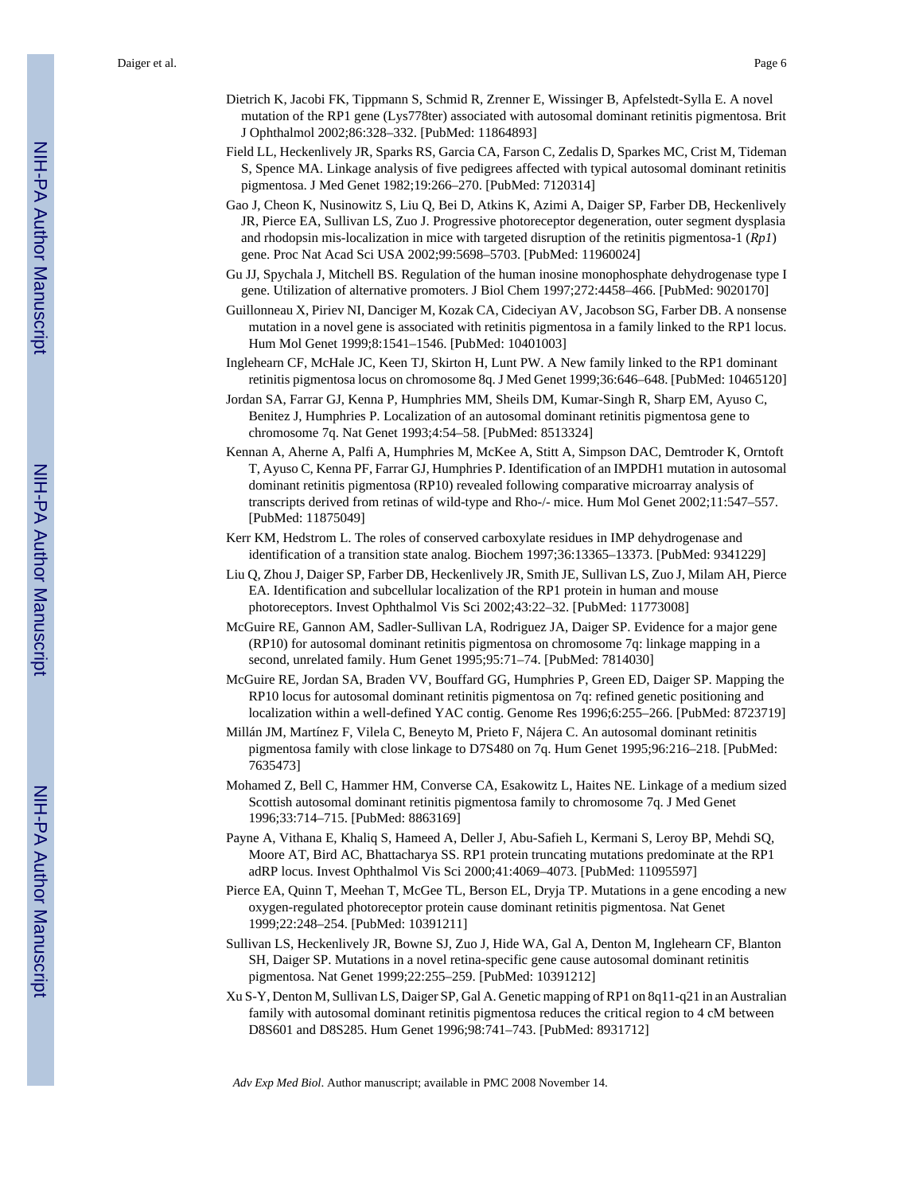Dietrich K, Jacobi FK, Tippmann S, Schmid R, Zrenner E, Wissinger B, Apfelstedt-Sylla E. A novel mutation of the RP1 gene (Lys778ter) associated with autosomal dominant retinitis pigmentosa. Brit J Ophthalmol 2002;86:328–332. [PubMed: 11864893]

Field LL, Heckenlively JR, Sparks RS, Garcia CA, Farson C, Zedalis D, Sparkes MC, Crist M, Tideman S, Spence MA. Linkage analysis of five pedigrees affected with typical autosomal dominant retinitis pigmentosa. J Med Genet 1982;19:266–270. [PubMed: 7120314]

Gao J, Cheon K, Nusinowitz S, Liu Q, Bei D, Atkins K, Azimi A, Daiger SP, Farber DB, Heckenlively JR, Pierce EA, Sullivan LS, Zuo J. Progressive photoreceptor degeneration, outer segment dysplasia and rhodopsin mis-localization in mice with targeted disruption of the retinitis pigmentosa-1 (*Rp1*) gene. Proc Nat Acad Sci USA 2002;99:5698–5703. [PubMed: 11960024]

Gu JJ, Spychala J, Mitchell BS. Regulation of the human inosine monophosphate dehydrogenase type I gene. Utilization of alternative promoters. J Biol Chem 1997;272:4458–466. [PubMed: 9020170]

Guillonneau X, Piriev NI, Danciger M, Kozak CA, Cideciyan AV, Jacobson SG, Farber DB. A nonsense mutation in a novel gene is associated with retinitis pigmentosa in a family linked to the RP1 locus. Hum Mol Genet 1999;8:1541–1546. [PubMed: 10401003]

Inglehearn CF, McHale JC, Keen TJ, Skirton H, Lunt PW. A New family linked to the RP1 dominant retinitis pigmentosa locus on chromosome 8q. J Med Genet 1999;36:646–648. [PubMed: 10465120]

Jordan SA, Farrar GJ, Kenna P, Humphries MM, Sheils DM, Kumar-Singh R, Sharp EM, Ayuso C, Benitez J, Humphries P. Localization of an autosomal dominant retinitis pigmentosa gene to chromosome 7q. Nat Genet 1993;4:54–58. [PubMed: 8513324]

Kennan A, Aherne A, Palfi A, Humphries M, McKee A, Stitt A, Simpson DAC, Demtroder K, Orntoft T, Ayuso C, Kenna PF, Farrar GJ, Humphries P. Identification of an IMPDH1 mutation in autosomal dominant retinitis pigmentosa (RP10) revealed following comparative microarray analysis of transcripts derived from retinas of wild-type and Rho-/- mice. Hum Mol Genet 2002;11:547–557. [PubMed: 11875049]

Kerr KM, Hedstrom L. The roles of conserved carboxylate residues in IMP dehydrogenase and identification of a transition state analog. Biochem 1997;36:13365–13373. [PubMed: 9341229]

Liu Q, Zhou J, Daiger SP, Farber DB, Heckenlively JR, Smith JE, Sullivan LS, Zuo J, Milam AH, Pierce EA. Identification and subcellular localization of the RP1 protein in human and mouse photoreceptors. Invest Ophthalmol Vis Sci 2002;43:22–32. [PubMed: 11773008]

McGuire RE, Gannon AM, Sadler-Sullivan LA, Rodriguez JA, Daiger SP. Evidence for a major gene (RP10) for autosomal dominant retinitis pigmentosa on chromosome 7q: linkage mapping in a second, unrelated family. Hum Genet 1995;95:71–74. [PubMed: 7814030]

McGuire RE, Jordan SA, Braden VV, Bouffard GG, Humphries P, Green ED, Daiger SP. Mapping the RP10 locus for autosomal dominant retinitis pigmentosa on 7q: refined genetic positioning and localization within a well-defined YAC contig. Genome Res 1996;6:255–266. [PubMed: 8723719]

Millán JM, Martínez F, Vilela C, Beneyto M, Prieto F, Nájera C. An autosomal dominant retinitis pigmentosa family with close linkage to D7S480 on 7q. Hum Genet 1995;96:216–218. [PubMed: 7635473]

Mohamed Z, Bell C, Hammer HM, Converse CA, Esakowitz L, Haites NE. Linkage of a medium sized Scottish autosomal dominant retinitis pigmentosa family to chromosome 7q. J Med Genet 1996;33:714–715. [PubMed: 8863169]

Payne A, Vithana E, Khaliq S, Hameed A, Deller J, Abu-Safieh L, Kermani S, Leroy BP, Mehdi SQ, Moore AT, Bird AC, Bhattacharya SS. RP1 protein truncating mutations predominate at the RP1 adRP locus. Invest Ophthalmol Vis Sci 2000;41:4069–4073. [PubMed: 11095597]

Pierce EA, Quinn T, Meehan T, McGee TL, Berson EL, Dryja TP. Mutations in a gene encoding a new oxygen-regulated photoreceptor protein cause dominant retinitis pigmentosa. Nat Genet 1999;22:248–254. [PubMed: 10391211]

Sullivan LS, Heckenlively JR, Bowne SJ, Zuo J, Hide WA, Gal A, Denton M, Inglehearn CF, Blanton SH, Daiger SP. Mutations in a novel retina-specific gene cause autosomal dominant retinitis pigmentosa. Nat Genet 1999;22:255–259. [PubMed: 10391212]

Xu S-Y, Denton M, Sullivan LS, Daiger SP, Gal A. Genetic mapping of RP1 on 8q11-q21 in an Australian family with autosomal dominant retinitis pigmentosa reduces the critical region to 4 cM between D8S601 and D8S285. Hum Genet 1996;98:741–743. [PubMed: 8931712]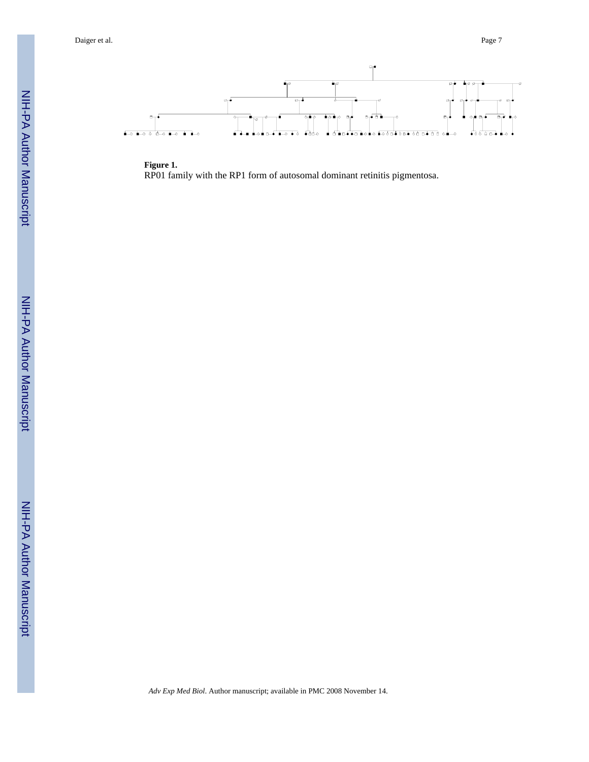**Figure 1.**

RP01 family with the RP1 form of autosomal dominant retinitis pigmentosa.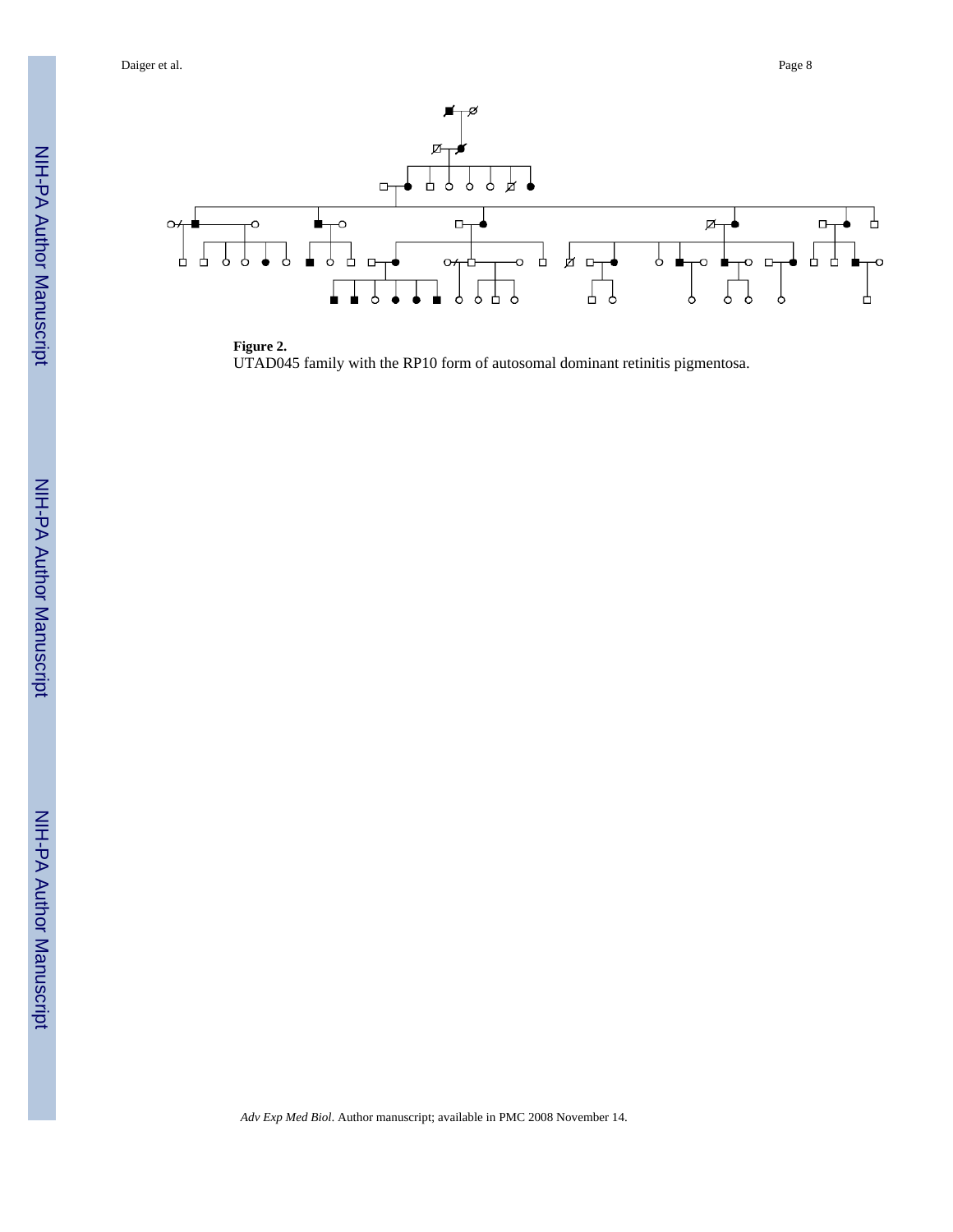**Figure 2.**

UTAD045 family with the RP10 form of autosomal dominant retinitis pigmentosa.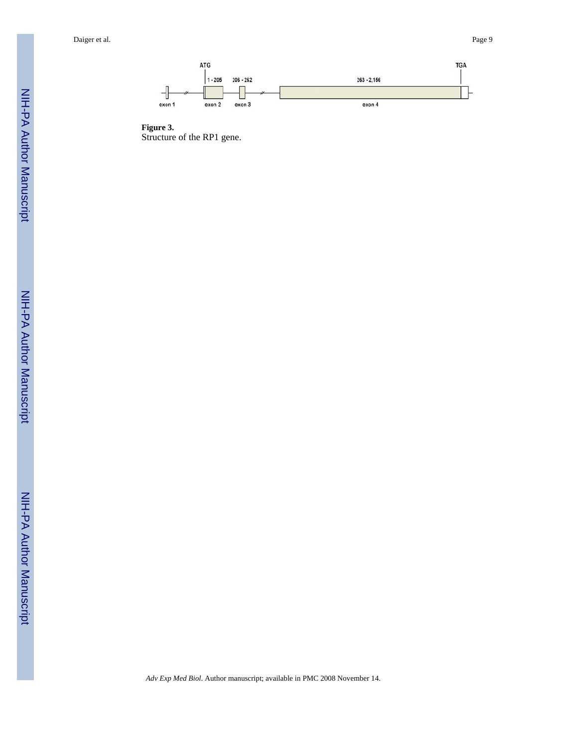ATG

TGA

1 - 205

206 - 262

263 - 2,156

exon 1

exon 2

exon 3

exon 4

**Figure 3.**

Structure of the RP1 gene.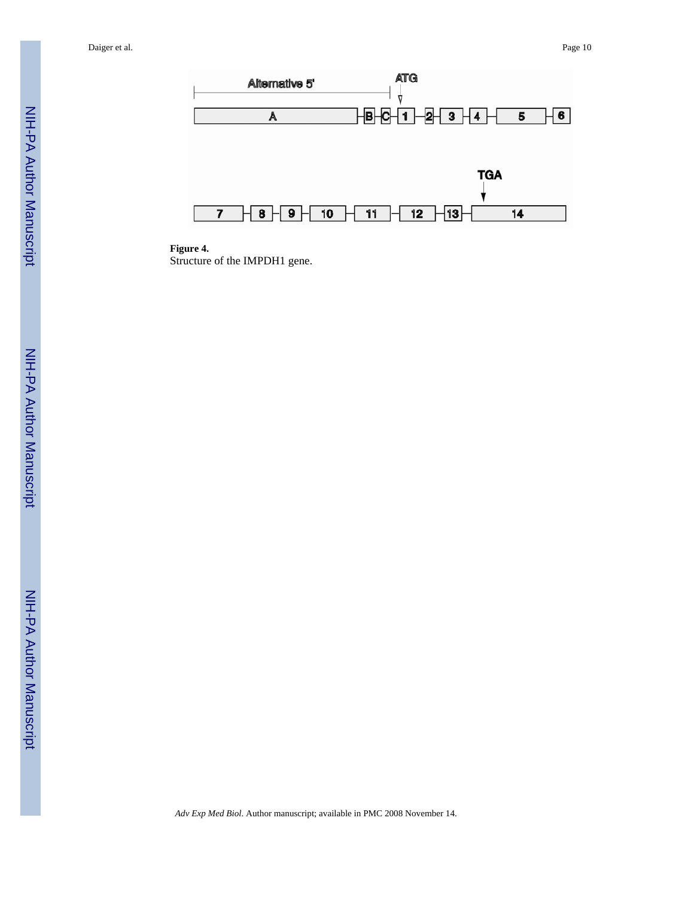**Figure 4.**
Structure of the IMPDH1 gene.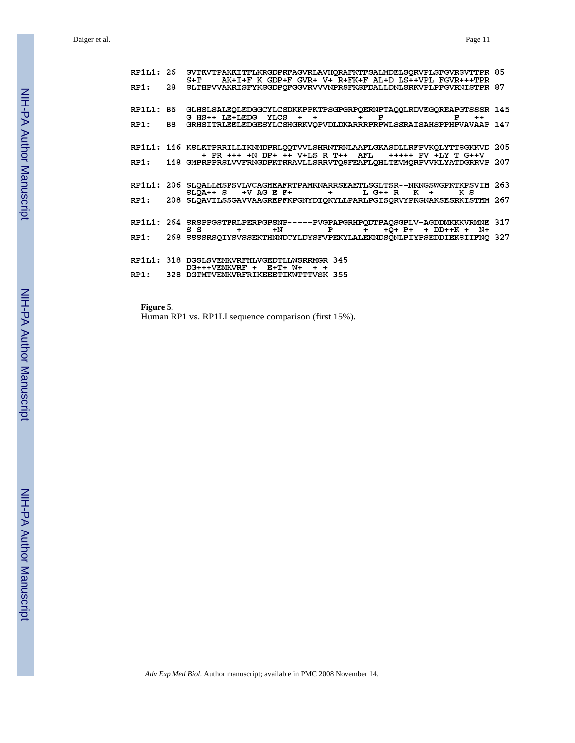```
RP1L1: 26  SVTKVTPAKKITFLKRGDPRFAGVRLAVHQRAFKTFSALMDELSQRVPLSFGVRSVTTPR 85
           S+T    AK+I+F K GDP+F GVR+ V+ R+FK+F AL+D LS++VPL FGVR+++TPR
RP1:   28  SLTHPVVAKRISFYKSGDPQFGGVRVVVNPRSFKSFDALLDNLSRKVPLPFGVRNISTPR 87

RP1L1: 86  GLHSLSALEQLEDGGCYLCSDKKPPKTPSGPGRPQERNPTAQQLRDVEGQREAPGTSSSR 145
           G HS++ LE+LEDG  YLCS  +  +         +   P                P   ++
RP1:   88  GRHSITRLEELEDGESYLCSHGRKVQPVDLDKARRRPRPWLSSRAISAHSPPHPVAVAAP 147

RP1L1: 146 KSLKTPRRILLIKNMDPRLQQTVVLSHRNTRNLAAFLGKASDLLRFPVKQLYTTSGKKVD 205
             + PR +++ +N DP+ ++ V+LS R T++  AFL   +++++ PV +LY T G++V
RP1:   148 GMPRPPRSLVVFRNGDPKTRRAVLLSRRVTQSFEAFLQHLTEVMQRPVVKLYATDGRRVP 207

RP1L1: 206 SLQALLHSPSVLVCAGHEAFRTPAMKNARRSEAETLSGLTSR--NKNGSWGPKTKPSVIH 263
           SLQA++ S   +V AG E F+        +         L G++ R   K  +      K S
RP1:   208 SLQAVILSSGAVVAAGREPFKPGNYDIQKYLLPARLPGISQRVYPKGNAKSESRKISTHM 267

RP1L1: 264 SRSPPGSTPRLPERPGPSNP-----PVGPAPGRHPQDTPAQSGPLV-AGDDMKKKVRMNE 317
           S S        +       +N          P        +    +Q+ P+   + DD++K +   N+
RP1:   268 SSSSRSQIYSVSSEKTHNNDCYLDYSFVPEKYLALEKNDSQNLPIYPSEDDIEKSIIFNQ 327

RP1L1: 318 DGSLSVEMKVRFHLVGEDTLLWSRRMGR 345
           DG+++VEMKVRF +  E+T+ W+  + +
RP1:   328 DGTMTVEMKVRFRIKEEETIKWTTTVSK 355
```

**Figure 5.**

Human RP1 vs. RP1LI sequence comparison (first 15%).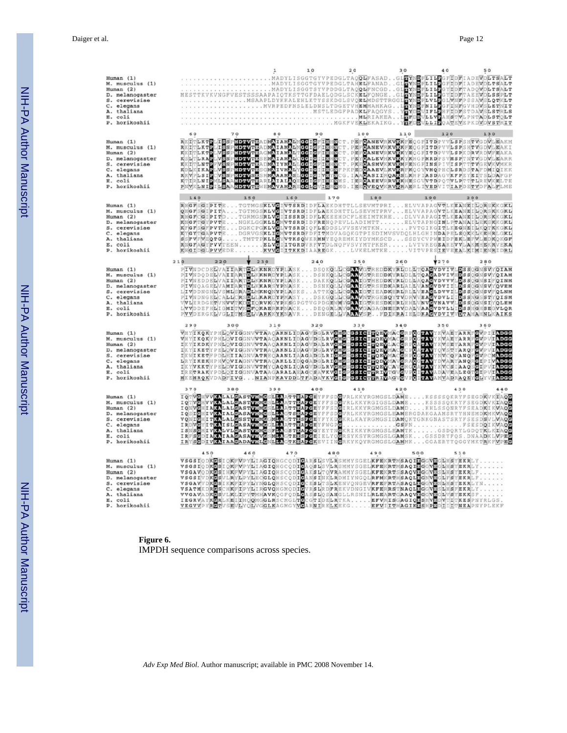**Figure 6.**

IMPDH sequence comparisons across species.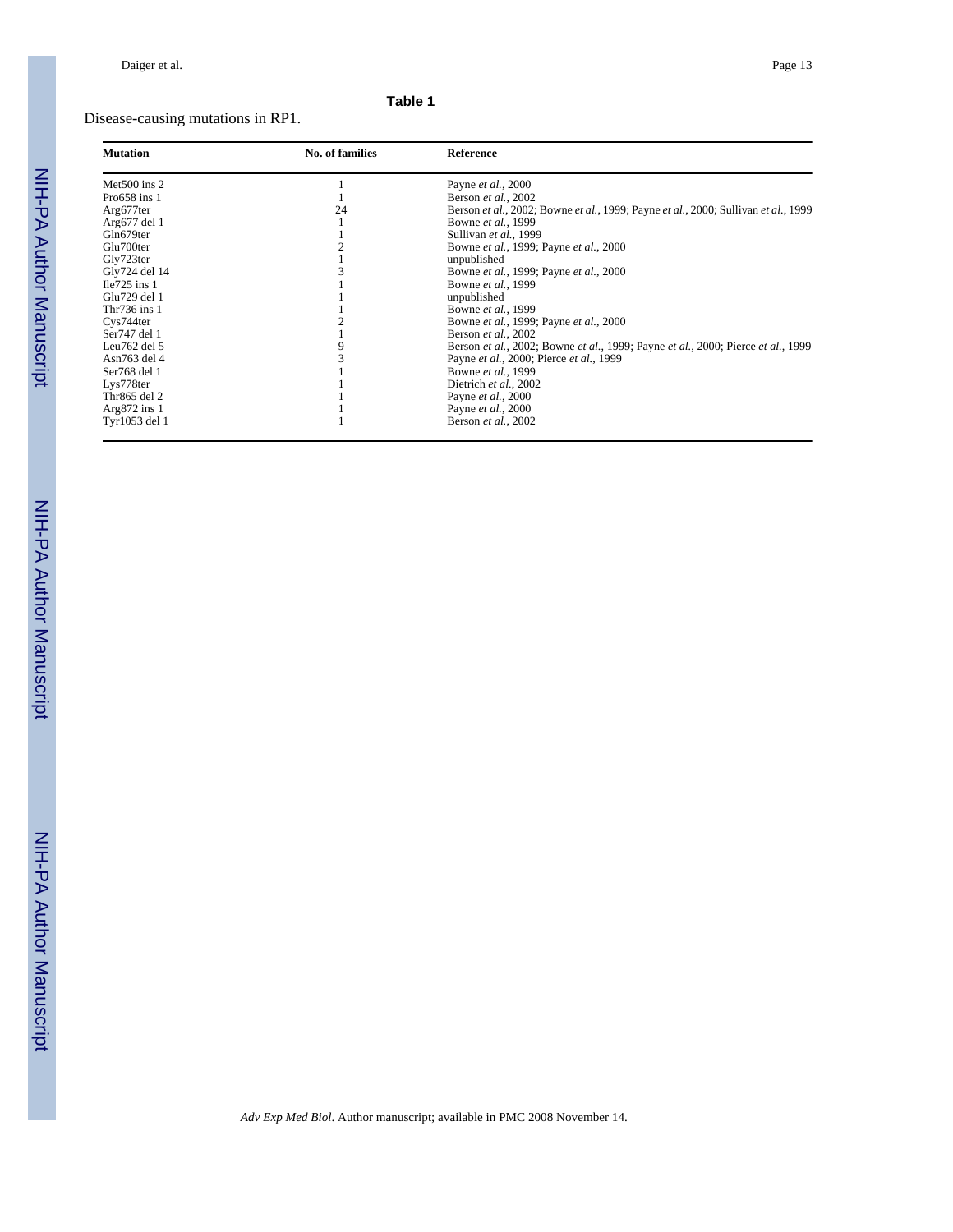**Table 1**

Disease-causing mutations in RP1.

| Mutation | No. of families | Reference |
|---|---|---|
| Met500 ins 2 | 1 | Payne *et al.*, 2000 |
| Pro658 ins 1 | 1 | Berson *et al.*, 2002 |
| Arg677ter | 24 | Berson *et al.*, 2002; Bowne *et al.*, 1999; Payne *et al.*, 2000; Sullivan *et al.*, 1999 |
| Arg677 del 1 | 1 | Bowne *et al.*, 1999 |
| Gln679ter | 1 | Sullivan *et al.*, 1999 |
| Glu700ter | 2 | Bowne *et al.*, 1999; Payne *et al.*, 2000 |
| Gly723ter | 1 | unpublished |
| Gly724 del 14 | 3 | Bowne *et al.*, 1999; Payne *et al.*, 2000 |
| Ile725 ins 1 | 1 | Bowne *et al.*, 1999 |
| Glu729 del 1 | 1 | unpublished |
| Thr736 ins 1 | 1 | Bowne *et al.*, 1999 |
| Cys744ter | 2 | Bowne *et al.*, 1999; Payne *et al.*, 2000 |
| Ser747 del 1 | 1 | Berson *et al.*, 2002 |
| Leu762 del 5 | 9 | Berson *et al.*, 2002; Bowne *et al.*, 1999; Payne *et al.*, 2000; Pierce *et al.*, 1999 |
| Asn763 del 4 | 3 | Payne *et al.*, 2000; Pierce *et al.*, 1999 |
| Ser768 del 1 | 1 | Bowne *et al.*, 1999 |
| Lys778ter | 1 | Dietrich *et al.*, 2002 |
| Thr865 del 2 | 1 | Payne *et al.*, 2000 |
| Arg872 ins 1 | 1 | Payne *et al.*, 2000 |
| Tyr1053 del 1 | 1 | Berson *et al.*, 2002 |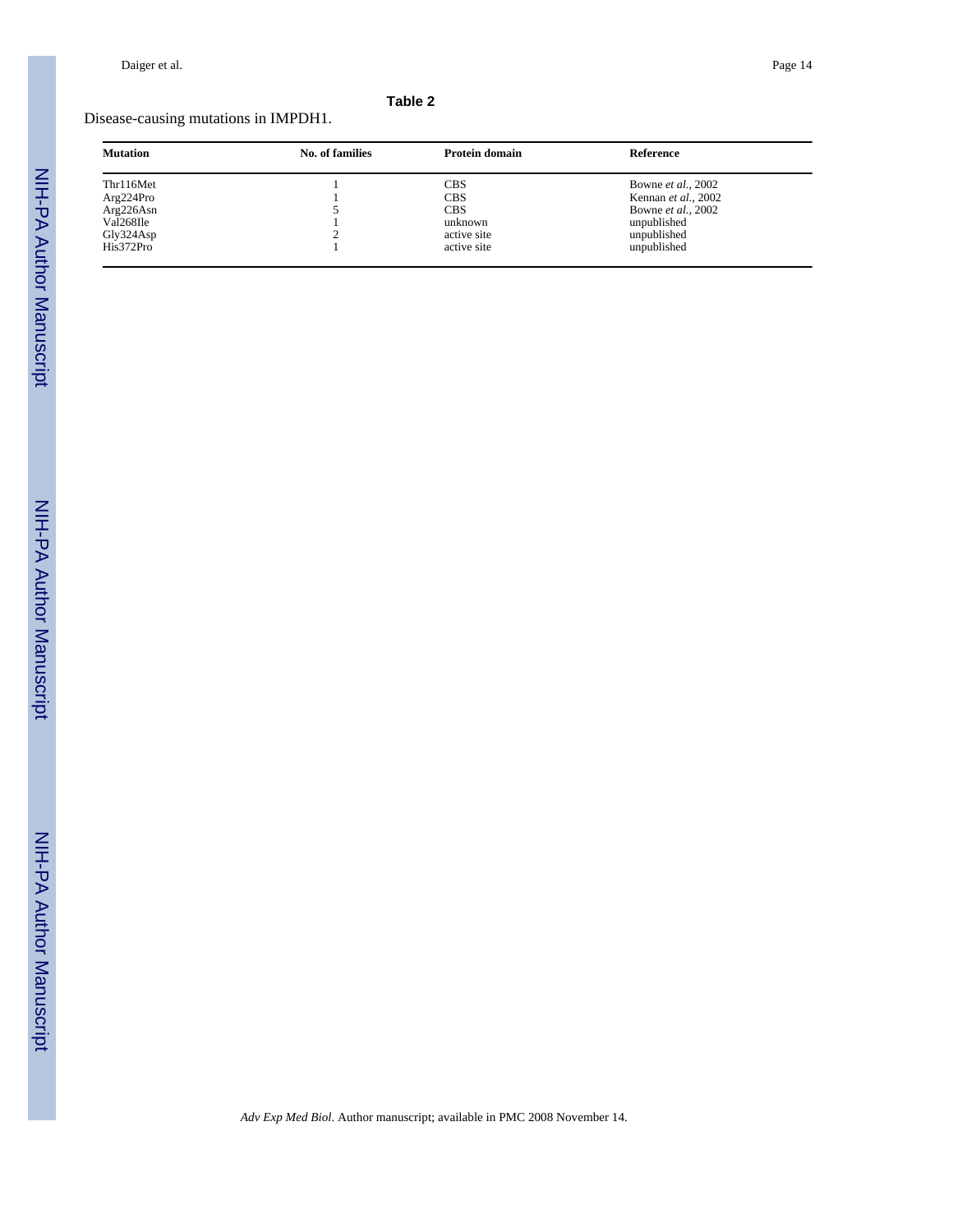**Table 2**

Disease-causing mutations in IMPDH1.

| Mutation | No. of families | Protein domain | Reference |
|---|---|---|---|
| Thr116Met | 1 | CBS | Bowne *et al.*, 2002 |
| Arg224Pro | 1 | CBS | Kennan *et al.*, 2002 |
| Arg226Asn | 5 | CBS | Bowne *et al.*, 2002 |
| Val268Ile | 1 | unknown | unpublished |
| Gly324Asp | 2 | active site | unpublished |
| His372Pro | 1 | active site | unpublished |